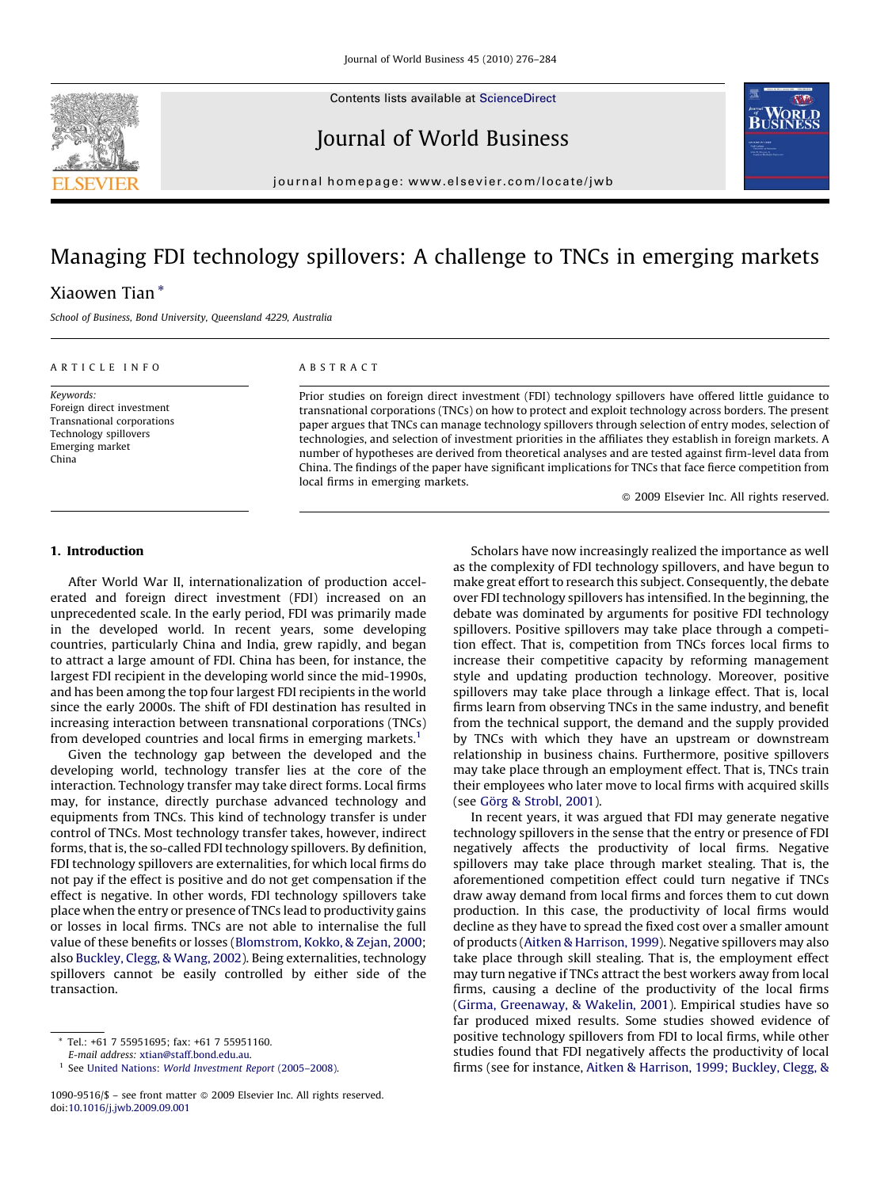# Managing FDI technology spillovers: A challenge to TNCs in emerging markets

Xiaowen Tian *

School of Business, Bond University, Queensland 4229, Australia

ARTICLE INFO

*Keywords:*
Foreign direct investment
Transnational corporations
Technology spillovers
Emerging market
China

ABSTRACT

Prior studies on foreign direct investment (FDI) technology spillovers have offered little guidance to transnational corporations (TNCs) on how to protect and exploit technology across borders. The present paper argues that TNCs can manage technology spillovers through selection of entry modes, selection of technologies, and selection of investment priorities in the affiliates they establish in foreign markets. A number of hypotheses are derived from theoretical analyses and are tested against firm-level data from China. The findings of the paper have significant implications for TNCs that face fierce competition from local firms in emerging markets.

© 2009 Elsevier Inc. All rights reserved.

## 1. Introduction

After World War II, internationalization of production accelerated and foreign direct investment (FDI) increased on an unprecedented scale. In the early period, FDI was primarily made in the developed world. In recent years, some developing countries, particularly China and India, grew rapidly, and began to attract a large amount of FDI. China has been, for instance, the largest FDI recipient in the developing world since the mid-1990s, and has been among the top four largest FDI recipients in the world since the early 2000s. The shift of FDI destination has resulted in increasing interaction between transnational corporations (TNCs) from developed countries and local firms in emerging markets.[1]

Given the technology gap between the developed and the developing world, technology transfer lies at the core of the interaction. Technology transfer may take direct forms. Local firms may, for instance, directly purchase advanced technology and equipments from TNCs. This kind of technology transfer is under control of TNCs. Most technology transfer takes, however, indirect forms, that is, the so-called FDI technology spillovers. By definition, FDI technology spillovers are externalities, for which local firms do not pay if the effect is positive and do not get compensation if the effect is negative. In other words, FDI technology spillovers take place when the entry or presence of TNCs lead to productivity gains or losses in local firms. TNCs are not able to internalise the full value of these benefits or losses (Blomstrom, Kokko, & Zejan, 2000; also Buckley, Clegg, & Wang, 2002). Being externalities, technology spillovers cannot be easily controlled by either side of the transaction.

Scholars have now increasingly realized the importance as well as the complexity of FDI technology spillovers, and have begun to make great effort to research this subject. Consequently, the debate over FDI technology spillovers has intensified. In the beginning, the debate was dominated by arguments for positive FDI technology spillovers. Positive spillovers may take place through a competition effect. That is, competition from TNCs forces local firms to increase their competitive capacity by reforming management style and updating production technology. Moreover, positive spillovers may take place through a linkage effect. That is, local firms learn from observing TNCs in the same industry, and benefit from the technical support, the demand and the supply provided by TNCs with which they have an upstream or downstream relationship in business chains. Furthermore, positive spillovers may take place through an employment effect. That is, TNCs train their employees who later move to local firms with acquired skills (see Görg & Strobl, 2001).

In recent years, it was argued that FDI may generate negative technology spillovers in the sense that the entry or presence of FDI negatively affects the productivity of local firms. Negative spillovers may take place through market stealing. That is, the aforementioned competition effect could turn negative if TNCs draw away demand from local firms and forces them to cut down production. In this case, the productivity of local firms would decline as they have to spread the fixed cost over a smaller amount of products (Aitken & Harrison, 1999). Negative spillovers may also take place through skill stealing. That is, the employment effect may turn negative if TNCs attract the best workers away from local firms, causing a decline of the productivity of the local firms (Girma, Greenaway, & Wakelin, 2001). Empirical studies have so far produced mixed results. Some studies showed evidence of positive technology spillovers from FDI to local firms, while other studies found that FDI negatively affects the productivity of local firms (see for instance, Aitken & Harrison, 1999; Buckley, Clegg, &

---

* Tel.: +61 7 55951695; fax: +61 7 55951160.
E-mail address: xtian@staff.bond.edu.au.

[1] See United Nations: *World Investment Report* (2005–2008).

1090-9516/$ – see front matter © 2009 Elsevier Inc. All rights reserved.
doi:10.1016/j.jwb.2009.09.001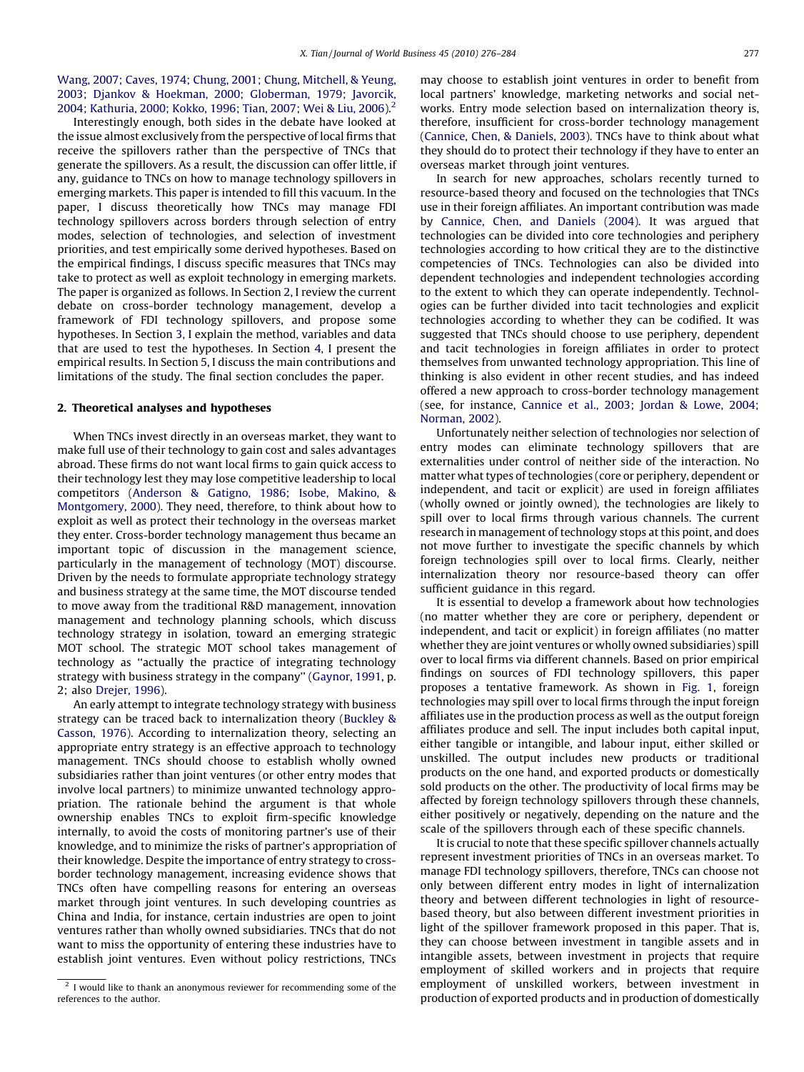Wang, 2007; Caves, 1974; Chung, 2001; Chung, Mitchell, & Yeung, 2003; Djankov & Hoekman, 2000; Globerman, 1979; Javorcik, 2004; Kathuria, 2000; Kokko, 1996; Tian, 2007; Wei & Liu, 2006).[2]

Interestingly enough, both sides in the debate have looked at the issue almost exclusively from the perspective of local firms that receive the spillovers rather than the perspective of TNCs that generate the spillovers. As a result, the discussion can offer little, if any, guidance to TNCs on how to manage technology spillovers in emerging markets. This paper is intended to fill this vacuum. In the paper, I discuss theoretically how TNCs may manage FDI technology spillovers across borders through selection of entry modes, selection of technologies, and selection of investment priorities, and test empirically some derived hypotheses. Based on the empirical findings, I discuss specific measures that TNCs may take to protect as well as exploit technology in emerging markets. The paper is organized as follows. In Section 2, I review the current debate on cross-border technology management, develop a framework of FDI technology spillovers, and propose some hypotheses. In Section 3, I explain the method, variables and data that are used to test the hypotheses. In Section 4, I present the empirical results. In Section 5, I discuss the main contributions and limitations of the study. The final section concludes the paper.

## 2. Theoretical analyses and hypotheses

When TNCs invest directly in an overseas market, they want to make full use of their technology to gain cost and sales advantages abroad. These firms do not want local firms to gain quick access to their technology lest they may lose competitive leadership to local competitors (Anderson & Gatigno, 1986; Isobe, Makino, & Montgomery, 2000). They need, therefore, to think about how to exploit as well as protect their technology in the overseas market they enter. Cross-border technology management thus became an important topic of discussion in the management science, particularly in the management of technology (MOT) discourse. Driven by the needs to formulate appropriate technology strategy and business strategy at the same time, the MOT discourse tended to move away from the traditional R&D management, innovation management and technology planning schools, which discuss technology strategy in isolation, toward an emerging strategic MOT school. The strategic MOT school takes management of technology as "actually the practice of integrating technology strategy with business strategy in the company" (Gaynor, 1991, p. 2; also Drejer, 1996).

An early attempt to integrate technology strategy with business strategy can be traced back to internalization theory (Buckley & Casson, 1976). According to internalization theory, selecting an appropriate entry strategy is an effective approach to technology management. TNCs should choose to establish wholly owned subsidiaries rather than joint ventures (or other entry modes that involve local partners) to minimize unwanted technology appropriation. The rationale behind the argument is that whole ownership enables TNCs to exploit firm-specific knowledge internally, to avoid the costs of monitoring partner's use of their knowledge, and to minimize the risks of partner's appropriation of their knowledge. Despite the importance of entry strategy to cross-border technology management, increasing evidence shows that TNCs often have compelling reasons for entering an overseas market through joint ventures. In such developing countries as China and India, for instance, certain industries are open to joint ventures rather than wholly owned subsidiaries. TNCs that do not want to miss the opportunity of entering these industries have to establish joint ventures. Even without policy restrictions, TNCs may choose to establish joint ventures in order to benefit from local partners' knowledge, marketing networks and social networks. Entry mode selection based on internalization theory is, therefore, insufficient for cross-border technology management (Cannice, Chen, & Daniels, 2003). TNCs have to think about what they should do to protect their technology if they have to enter an overseas market through joint ventures.

In search for new approaches, scholars recently turned to resource-based theory and focused on the technologies that TNCs use in their foreign affiliates. An important contribution was made by Cannice, Chen, and Daniels (2004). It was argued that technologies can be divided into core technologies and periphery technologies according to how critical they are to the distinctive competencies of TNCs. Technologies can also be divided into dependent technologies and independent technologies according to the extent to which they can operate independently. Technologies can be further divided into tacit technologies and explicit technologies according to whether they can be codified. It was suggested that TNCs should choose to use periphery, dependent and tacit technologies in foreign affiliates in order to protect themselves from unwanted technology appropriation. This line of thinking is also evident in other recent studies, and has indeed offered a new approach to cross-border technology management (see, for instance, Cannice et al., 2003; Jordan & Lowe, 2004; Norman, 2002).

Unfortunately neither selection of technologies nor selection of entry modes can eliminate technology spillovers that are externalities under control of neither side of the interaction. No matter what types of technologies (core or periphery, dependent or independent, and tacit or explicit) are used in foreign affiliates (wholly owned or jointly owned), the technologies are likely to spill over to local firms through various channels. The current research in management of technology stops at this point, and does not move further to investigate the specific channels by which foreign technologies spill over to local firms. Clearly, neither internalization theory nor resource-based theory can offer sufficient guidance in this regard.

It is essential to develop a framework about how technologies (no matter whether they are core or periphery, dependent or independent, and tacit or explicit) in foreign affiliates (no matter whether they are joint ventures or wholly owned subsidiaries) spill over to local firms via different channels. Based on prior empirical findings on sources of FDI technology spillovers, this paper proposes a tentative framework. As shown in Fig. 1, foreign technologies may spill over to local firms through the input foreign affiliates use in the production process as well as the output foreign affiliates produce and sell. The input includes both capital input, either tangible or intangible, and labour input, either skilled or unskilled. The output includes new products or traditional products on the one hand, and exported products or domestically sold products on the other. The productivity of local firms may be affected by foreign technology spillovers through these channels, either positively or negatively, depending on the nature and the scale of the spillovers through each of these specific channels.

It is crucial to note that these specific spillover channels actually represent investment priorities of TNCs in an overseas market. To manage FDI technology spillovers, therefore, TNCs can choose not only between different entry modes in light of internalization theory and between different technologies in light of resource-based theory, but also between different investment priorities in light of the spillover framework proposed in this paper. That is, they can choose between investment in tangible assets and in intangible assets, between investment in projects that require employment of skilled workers and in projects that require employment of unskilled workers, between investment in production of exported products and in production of domestically

[2] I would like to thank an anonymous reviewer for recommending some of the references to the author.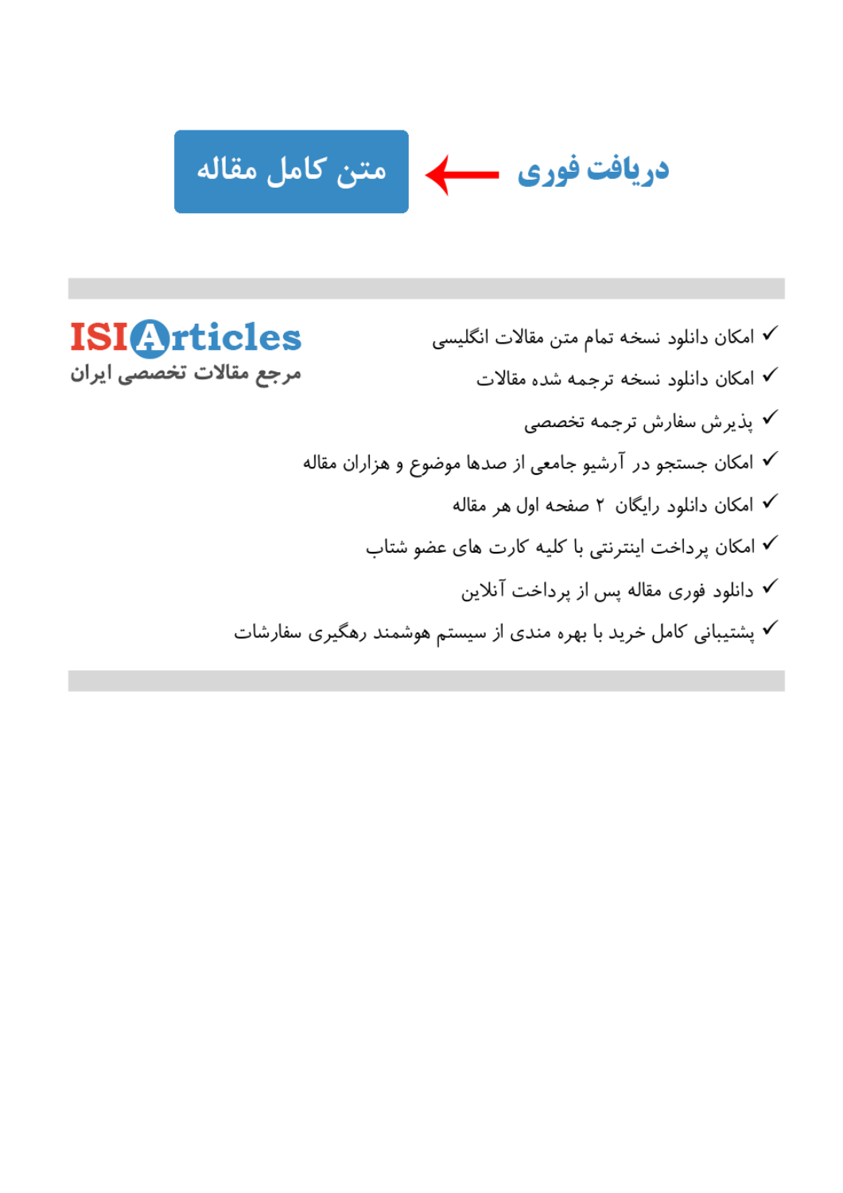دریافت فوری ← متن کامل مقاله

**ISIArticles**
مرجع مقالات تخصصی ایران

- ✓ امکان دانلود نسخه تمام متن مقالات انگلیسی
- ✓ امکان دانلود نسخه ترجمه شده مقالات
- ✓ پذیرش سفارش ترجمه تخصصی
- ✓ امکان جستجو در آرشیو جامعی از صدها موضوع و هزاران مقاله
- ✓ امکان دانلود رایگان ۲ صفحه اول هر مقاله
- ✓ امکان پرداخت اینترنتی با کلیه کارت های عضو شتاب
- ✓ دانلود فوری مقاله پس از پرداخت آنلاین
- ✓ پشتیبانی کامل خرید با بهره مندی از سیستم هوشمند رهگیری سفارشات